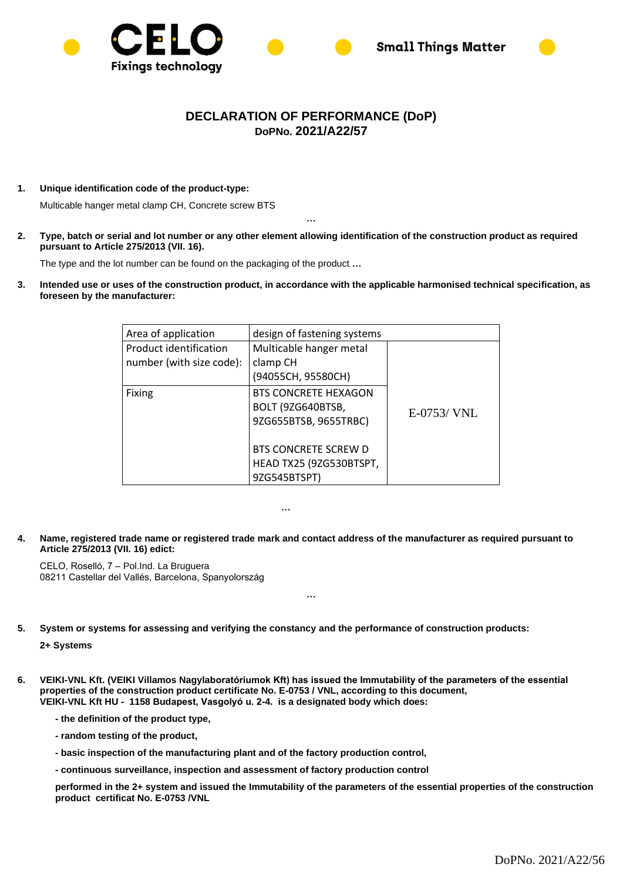CELO

Fixings technology

Small Things Matter

# DECLARATION OF PERFORMANCE (DoP)

**DoPNo. 2021/A22/57**

1. **Unique identification code of the product-type:**

   Multicable hanger metal clamp CH, Concrete screw BTS

   …

2. **Type, batch or serial and lot number or any other element allowing identification of the construction product as required pursuant to Article 275/2013 (VII. 16).**

   The type and the lot number can be found on the packaging of the product …

3. **Intended use or uses of the construction product, in accordance with the applicable harmonised technical specification, as foreseen by the manufacturer:**

| Area of application | design of fastening systems | |
|---|---|---|
| Product identification number (with size code): | Multicable hanger metal clamp CH (94055CH, 95580CH) | E-0753/ VNL |
| Fixing | BTS CONCRETE HEXAGON BOLT (9ZG640BTSB, 9ZG655BTSB, 9655TRBC)<br><br>BTS CONCRETE SCREW D HEAD TX25 (9ZG530BTSPT, 9ZG545BTSPT) | |

…

4. **Name, registered trade name or registered trade mark and contact address of the manufacturer as required pursuant to Article 275/2013 (VII. 16) edict:**

   CELO, Roselló, 7 – Pol.Ind. La Bruguera
   08211 Castellar del Vallés, Barcelona, Spanyolország

   …

5. **System or systems for assessing and verifying the constancy and the performance of construction products:**

   **2+ Systems**

6. **VEIKI-VNL Kft. (VEIKI Villamos Nagylaboratóriumok Kft) has issued the Immutability of the parameters of the essential properties of the construction product certificate No. E-0753 / VNL, according to this document, VEIKI-VNL Kft HU - 1158 Budapest, Vasgolyó u. 2-4. is a designated body which does:**

   **- the definition of the product type,**

   **- random testing of the product,**

   **- basic inspection of the manufacturing plant and of the factory production control,**

   **- continuous surveillance, inspection and assessment of factory production control**

   **performed in the 2+ system and issued the Immutability of the parameters of the essential properties of the construction product certificat No. E-0753 /VNL**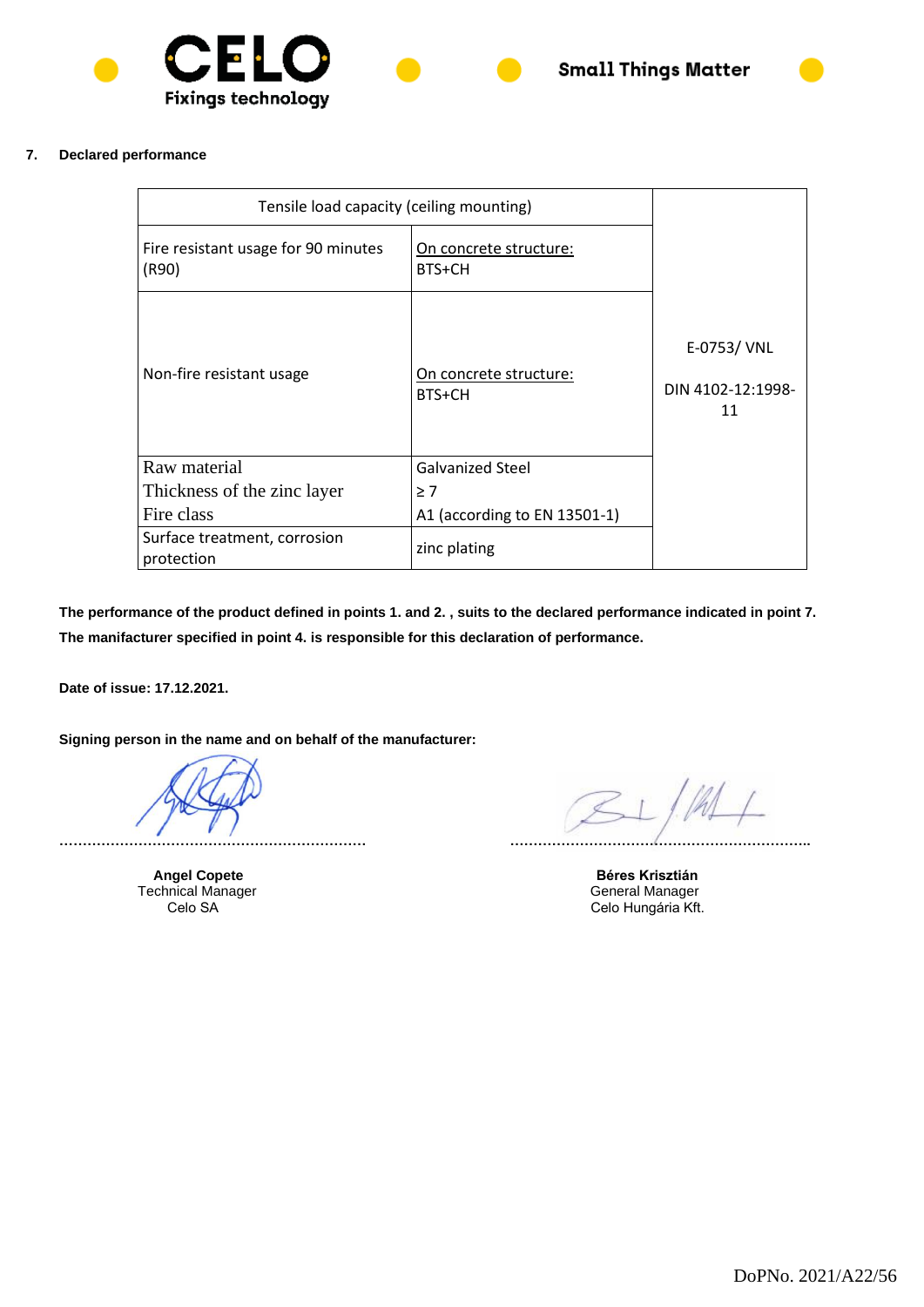## 7. Declared performance

| Tensile load capacity (ceiling mounting) | | |
|---|---|---|
| Fire resistant usage for 90 minutes (R90) | On concrete structure: BTS+CH | E-0753/ VNL<br><br>DIN 4102-12:1998-11 |
| Non-fire resistant usage | On concrete structure: BTS+CH | |
| Raw material<br>Thickness of the zinc layer<br>Fire class | Galvanized Steel<br>≥ 7<br>A1 (according to EN 13501-1) | |
| Surface treatment, corrosion protection | zinc plating | |

**The performance of the product defined in points 1. and 2. , suits to the declared performance indicated in point 7.**

**The manufacturer specified in point 4. is responsible for this declaration of performance.**

**Date of issue: 17.12.2021.**

**Signing person in the name and on behalf of the manufacturer:**

| | |
|---|---|
| ................................................................. | ................................................................. |
| **Angel Copete**<br>Technical Manager<br>Celo SA | **Béres Krisztián**<br>General Manager<br>Celo Hungária Kft. |

DoPNo. 2021/A22/56